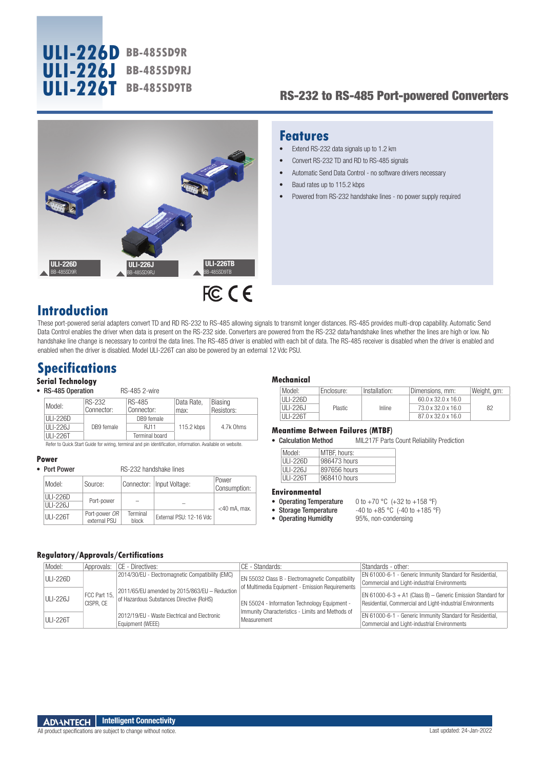# ULI-226D BB-485SD9R
# ULI-226J BB-485SD9RJ
# ULI-226T BB-485SD9TB

## RS-232 to RS-485 Port-powered Converters

ULI-226D BB-485SD9R

ULI-226J BB-485SD9RJ

ULI-226TB BB-485SD9TB

## Features

- Extend RS-232 data signals up to 1.2 km
- Convert RS-232 TD and RD to RS-485 signals
- Automatic Send Data Control - no software drivers necessary
- Baud rates up to 115.2 kbps
- Powered from RS-232 handshake lines - no power supply required

## Introduction

These port-powered serial adapters convert TD and RD RS-232 to RS-485 allowing signals to transmit longer distances. RS-485 provides multi-drop capability. Automatic Send Data Control enables the driver when data is present on the RS-232 side. Converters are powered from the RS-232 data/handshake lines whether the lines are high or low. No handshake line change is necessary to control the data lines. The RS-485 driver is enabled with each bit of data. The RS-485 receiver is disabled when the driver is enabled and enabled when the driver is disabled. Model ULI-226T can also be powered by an external 12 Vdc PSU.

## Specifications

### Serial Technology

- **RS-485 Operation** RS-485 2-wire

| Model: | RS-232 Connector: | RS-485 Connector: | Data Rate, max: | Biasing Resistors: |
|---|---|---|---|---|
| ULI-226D | DB9 female | DB9 female | 115.2 kbps | 4.7k Ohms |
| ULI-226J | | RJ11 | | |
| ULI-226T | | Terminal board | | |

Refer to Quick Start Guide for wiring, terminal and pin identification, information. Available on website.

### Power

- **Port Power** RS-232 handshake lines

| Model: | Source: | Connector: | Input Voltage: | Power Consumption: |
|---|---|---|---|---|
| ULI-226D | Port-power | – | – | <40 mA, max. |
| ULI-226J | | | | |
| ULI-226T | Port-power *OR* external PSU | Terminal block | External PSU: 12-16 Vdc | |

### Mechanical

| Model: | Enclosure: | Installation: | Dimensions, mm: | Weight, gm: |
|---|---|---|---|---|
| ULI-226D | Plastic | Inline | 60.0 x 32.0 x 16.0 | 82 |
| ULI-226J | | | 73.0 x 32.0 x 16.0 | |
| ULI-226T | | | 87.0 x 32.0 x 16.0 | |

### Meantime Between Failures (MTBF)

- **Calculation Method** MIL217F Parts Count Reliability Prediction

| Model: | MTBF, hours: |
|---|---|
| ULI-226D | 986473 hours |
| ULI-226J | 897656 hours |
| ULI-226T | 968410 hours |

### Environmental

- **Operating Temperature** 0 to +70 °C (+32 to +158 °F)
- **Storage Temperature** -40 to +85 °C (-40 to +185 °F)
- **Operating Humidity** 95%, non-condensing

### Regulatory/Approvals/Certifications

| Model: | Approvals: | CE - Directives: | CE - Standards: | Standards - other: |
|---|---|---|---|---|
| ULI-226D | FCC Part 15, CISPR, CE | 2014/30/EU - Electromagnetic Compatibility (EMC) | EN 55032 Class B - Electromagnetic Compatibility of Multimedia Equipment - Emission Requirements | EN 61000-6-1 - Generic Immunity Standard for Residential, Commercial and Light-industrial Environments |
| ULI-226J | | 2011/65/EU amended by 2015/863/EU – Reduction of Hazardous Substances Directive (RoHS) | EN 55024 - Information Technology Equipment - Immunity Characteristics - Limits and Methods of Measurement | EN 61000-6-3 + A1 (Class B) – Generic Emission Standard for Residential, Commercial and Light-industrial Environments |
| ULI-226T | | 2012/19/EU - Waste Electrical and Electronic Equipment (WEEE) | | EN 61000-6-1 - Generic Immunity Standard for Residential, Commercial and Light-industrial Environments |

ADVANTECH Intelligent Connectivity

All product specifications are subject to change without notice.

Last updated: 24-Jan-2022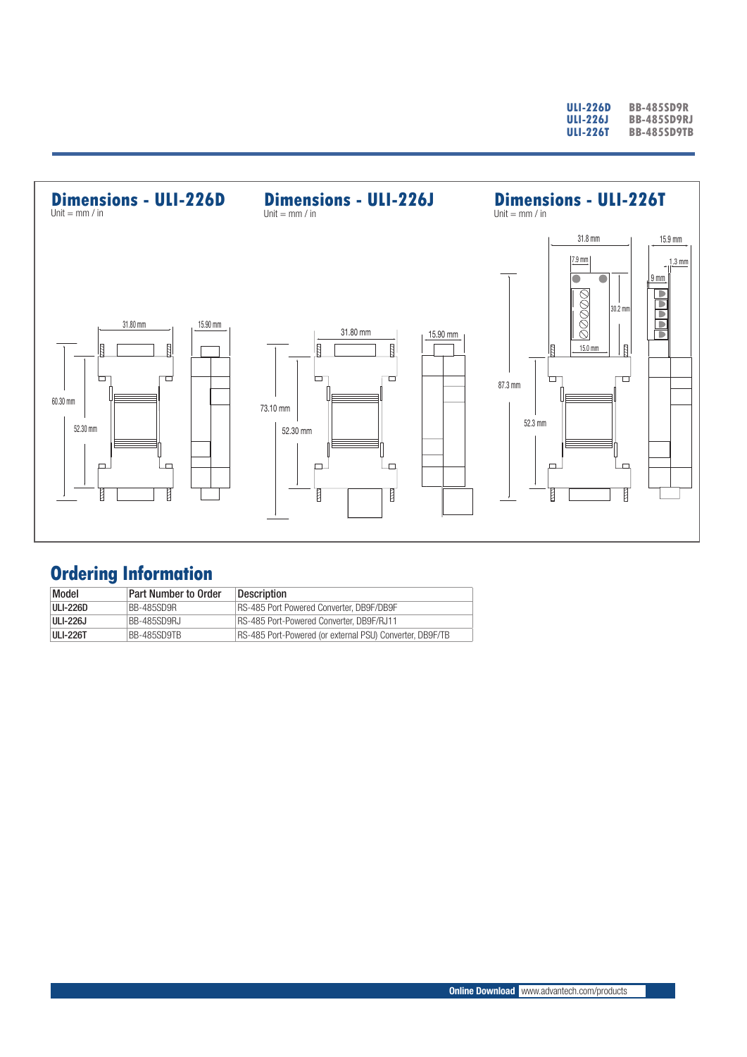## Dimensions - ULI-226D

Unit = mm / in

31.80 mm
15.90 mm
60.30 mm
52.30 mm

## Dimensions - ULI-226J

Unit = mm / in

31.80 mm
15.90 mm
73.10 mm
52.30 mm

## Dimensions - ULI-226T

Unit = mm / in

31.8 mm
15.9 mm
7.9 mm
1.3 mm
9 mm
30.2 mm
15.0 mm
87.3 mm
52.3 mm

## Ordering Information

| Model | Part Number to Order | Description |
|---|---|---|
| ULI-226D | BB-485SD9R | RS-485 Port Powered Converter, DB9F/DB9F |
| ULI-226J | BB-485SD9RJ | RS-485 Port-Powered Converter, DB9F/RJ11 |
| ULI-226T | BB-485SD9TB | RS-485 Port-Powered (or external PSU) Converter, DB9F/TB |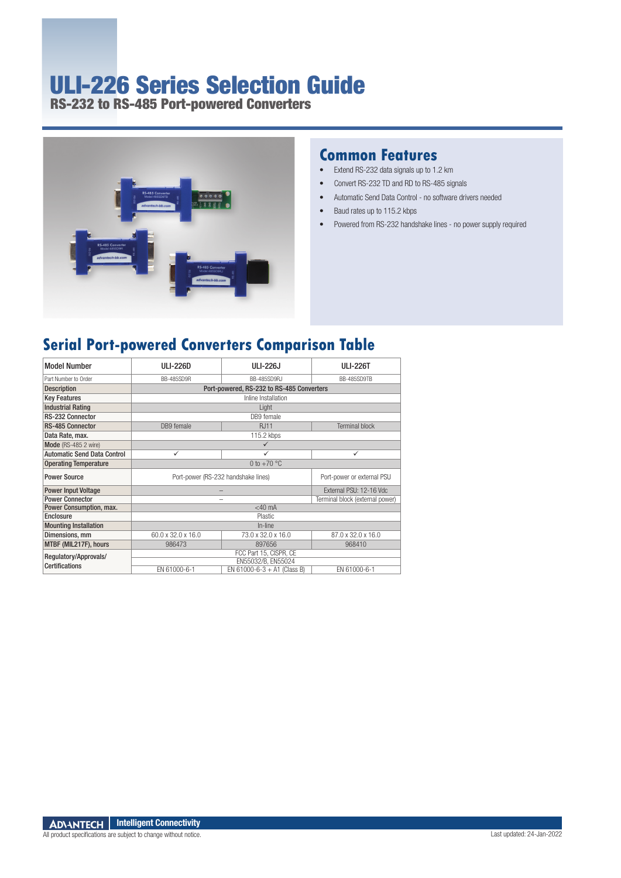# ULI-226 Series Selection Guide

## RS-232 to RS-485 Port-powered Converters

## Common Features

- Extend RS-232 data signals up to 1.2 km
- Convert RS-232 TD and RD to RS-485 signals
- Automatic Send Data Control - no software drivers needed
- Baud rates up to 115.2 kbps
- Powered from RS-232 handshake lines - no power supply required

## Serial Port-powered Converters Comparison Table

| Model Number | ULI-226D | ULI-226J | ULI-226T |
|---|---|---|---|
| Part Number to Order | BB-485SD9R | BB-485SD9RJ | BB-485SD9TB |
| Description | Port-powered, RS-232 to RS-485 Converters | | |
| Key Features | Inline Installation | | |
| Industrial Rating | Light | | |
| RS-232 Connector | DB9 female | | |
| RS-485 Connector | DB9 female | RJ11 | Terminal block |
| Data Rate, max. | 115.2 kbps | | |
| Mode (RS-485 2 wire) | ✓ | | |
| Automatic Send Data Control | ✓ | ✓ | ✓ |
| Operating Temperature | 0 to +70 °C | | |
| Power Source | Port-power (RS-232 handshake lines) | | Port-power or external PSU |
| Power Input Voltage | – | | External PSU: 12-16 Vdc |
| Power Connector | – | | Terminal block (external power) |
| Power Consumption, max. | <40 mA | | |
| Enclosure | Plastic | | |
| Mounting Installation | In-line | | |
| Dimensions, mm | 60.0 x 32.0 x 16.0 | 73.0 x 32.0 x 16.0 | 87.0 x 32.0 x 16.0 |
| MTBF (MIL217F), hours | 986473 | 897656 | 968410 |
| Regulatory/Approvals/ Certifications | FCC Part 15, CISPR, CE | | |
| | EN55032/B, EN55024 | | |
| | EN 61000-6-1 | EN 61000-6-3 + A1 (Class B) | EN 61000-6-1 |

All product specifications are subject to change without notice.

Last updated: 24-Jan-2022